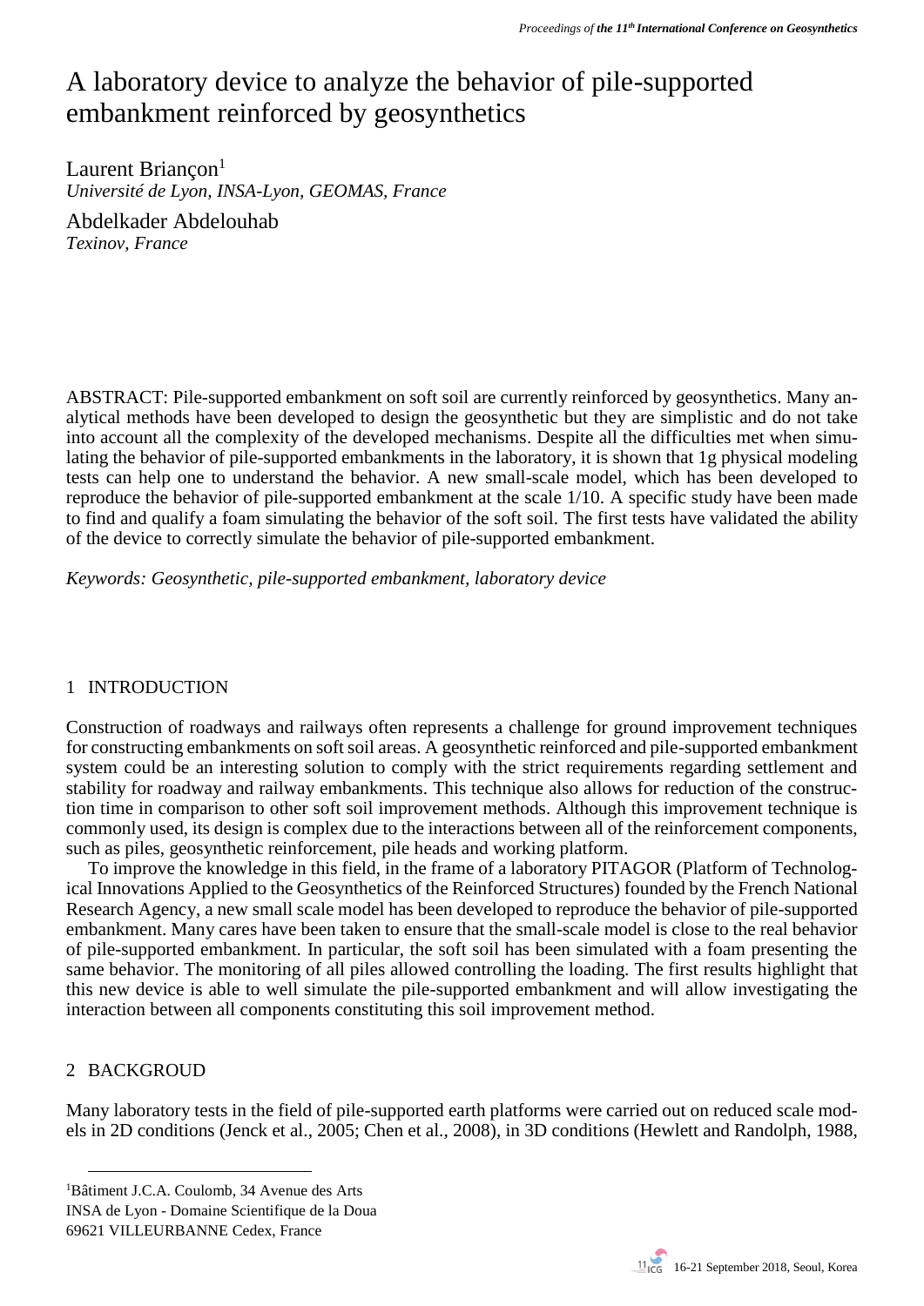# A laboratory device to analyze the behavior of pile-supported embankment reinforced by geosynthetics

Laurent Briançon[1]
*Université de Lyon, INSA-Lyon, GEOMAS, France*

Abdelkader Abdelouhab
*Texinov, France*

ABSTRACT: Pile-supported embankment on soft soil are currently reinforced by geosynthetics. Many analytical methods have been developed to design the geosynthetic but they are simplistic and do not take into account all the complexity of the developed mechanisms. Despite all the difficulties met when simulating the behavior of pile-supported embankments in the laboratory, it is shown that 1g physical modeling tests can help one to understand the behavior. A new small-scale model, which has been developed to reproduce the behavior of pile-supported embankment at the scale 1/10. A specific study have been made to find and qualify a foam simulating the behavior of the soft soil. The first tests have validated the ability of the device to correctly simulate the behavior of pile-supported embankment.

*Keywords: Geosynthetic, pile-supported embankment, laboratory device*

## 1 INTRODUCTION

Construction of roadways and railways often represents a challenge for ground improvement techniques for constructing embankments on soft soil areas. A geosynthetic reinforced and pile-supported embankment system could be an interesting solution to comply with the strict requirements regarding settlement and stability for roadway and railway embankments. This technique also allows for reduction of the construction time in comparison to other soft soil improvement methods. Although this improvement technique is commonly used, its design is complex due to the interactions between all of the reinforcement components, such as piles, geosynthetic reinforcement, pile heads and working platform.

To improve the knowledge in this field, in the frame of a laboratory PITAGOR (Platform of Technological Innovations Applied to the Geosynthetics of the Reinforced Structures) founded by the French National Research Agency, a new small scale model has been developed to reproduce the behavior of pile-supported embankment. Many cares have been taken to ensure that the small-scale model is close to the real behavior of pile-supported embankment. In particular, the soft soil has been simulated with a foam presenting the same behavior. The monitoring of all piles allowed controlling the loading. The first results highlight that this new device is able to well simulate the pile-supported embankment and will allow investigating the interaction between all components constituting this soil improvement method.

## 2 BACKGROUD

Many laboratory tests in the field of pile-supported earth platforms were carried out on reduced scale models in 2D conditions (Jenck et al., 2005; Chen et al., 2008), in 3D conditions (Hewlett and Randolph, 1988,

---

[1]Bâtiment J.C.A. Coulomb, 34 Avenue des Arts
INSA de Lyon - Domaine Scientifique de la Doua
69621 VILLEURBANNE Cedex, France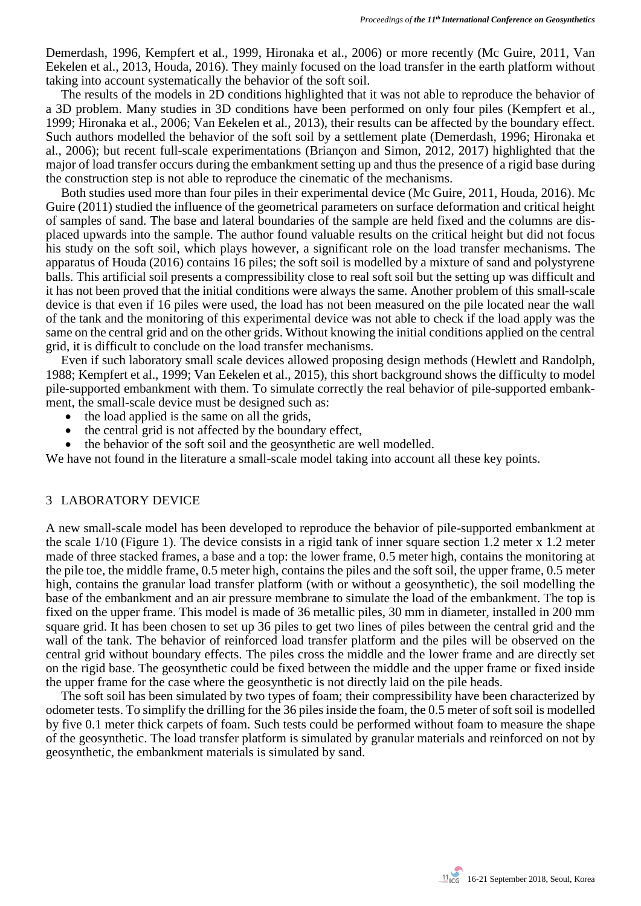Demerdash, 1996, Kempfert et al., 1999, Hironaka et al., 2006) or more recently (Mc Guire, 2011, Van Eekelen et al., 2013, Houda, 2016). They mainly focused on the load transfer in the earth platform without taking into account systematically the behavior of the soft soil.

The results of the models in 2D conditions highlighted that it was not able to reproduce the behavior of a 3D problem. Many studies in 3D conditions have been performed on only four piles (Kempfert et al., 1999; Hironaka et al., 2006; Van Eekelen et al., 2013), their results can be affected by the boundary effect. Such authors modelled the behavior of the soft soil by a settlement plate (Demerdash, 1996; Hironaka et al., 2006); but recent full-scale experimentations (Briançon and Simon, 2012, 2017) highlighted that the major of load transfer occurs during the embankment setting up and thus the presence of a rigid base during the construction step is not able to reproduce the cinematic of the mechanisms.

Both studies used more than four piles in their experimental device (Mc Guire, 2011, Houda, 2016). Mc Guire (2011) studied the influence of the geometrical parameters on surface deformation and critical height of samples of sand. The base and lateral boundaries of the sample are held fixed and the columns are displaced upwards into the sample. The author found valuable results on the critical height but did not focus his study on the soft soil, which plays however, a significant role on the load transfer mechanisms. The apparatus of Houda (2016) contains 16 piles; the soft soil is modelled by a mixture of sand and polystyrene balls. This artificial soil presents a compressibility close to real soft soil but the setting up was difficult and it has not been proved that the initial conditions were always the same. Another problem of this small-scale device is that even if 16 piles were used, the load has not been measured on the pile located near the wall of the tank and the monitoring of this experimental device was not able to check if the load apply was the same on the central grid and on the other grids. Without knowing the initial conditions applied on the central grid, it is difficult to conclude on the load transfer mechanisms.

Even if such laboratory small scale devices allowed proposing design methods (Hewlett and Randolph, 1988; Kempfert et al., 1999; Van Eekelen et al., 2015), this short background shows the difficulty to model pile-supported embankment with them. To simulate correctly the real behavior of pile-supported embankment, the small-scale device must be designed such as:

- the load applied is the same on all the grids,
- the central grid is not affected by the boundary effect,
- the behavior of the soft soil and the geosynthetic are well modelled.

We have not found in the literature a small-scale model taking into account all these key points.

## 3 LABORATORY DEVICE

A new small-scale model has been developed to reproduce the behavior of pile-supported embankment at the scale 1/10 (Figure 1). The device consists in a rigid tank of inner square section 1.2 meter x 1.2 meter made of three stacked frames, a base and a top: the lower frame, 0.5 meter high, contains the monitoring at the pile toe, the middle frame, 0.5 meter high, contains the piles and the soft soil, the upper frame, 0.5 meter high, contains the granular load transfer platform (with or without a geosynthetic), the soil modelling the base of the embankment and an air pressure membrane to simulate the load of the embankment. The top is fixed on the upper frame. This model is made of 36 metallic piles, 30 mm in diameter, installed in 200 mm square grid. It has been chosen to set up 36 piles to get two lines of piles between the central grid and the wall of the tank. The behavior of reinforced load transfer platform and the piles will be observed on the central grid without boundary effects. The piles cross the middle and the lower frame and are directly set on the rigid base. The geosynthetic could be fixed between the middle and the upper frame or fixed inside the upper frame for the case where the geosynthetic is not directly laid on the pile heads.

The soft soil has been simulated by two types of foam; their compressibility have been characterized by odometer tests. To simplify the drilling for the 36 piles inside the foam, the 0.5 meter of soft soil is modelled by five 0.1 meter thick carpets of foam. Such tests could be performed without foam to measure the shape of the geosynthetic. The load transfer platform is simulated by granular materials and reinforced on not by geosynthetic, the embankment materials is simulated by sand.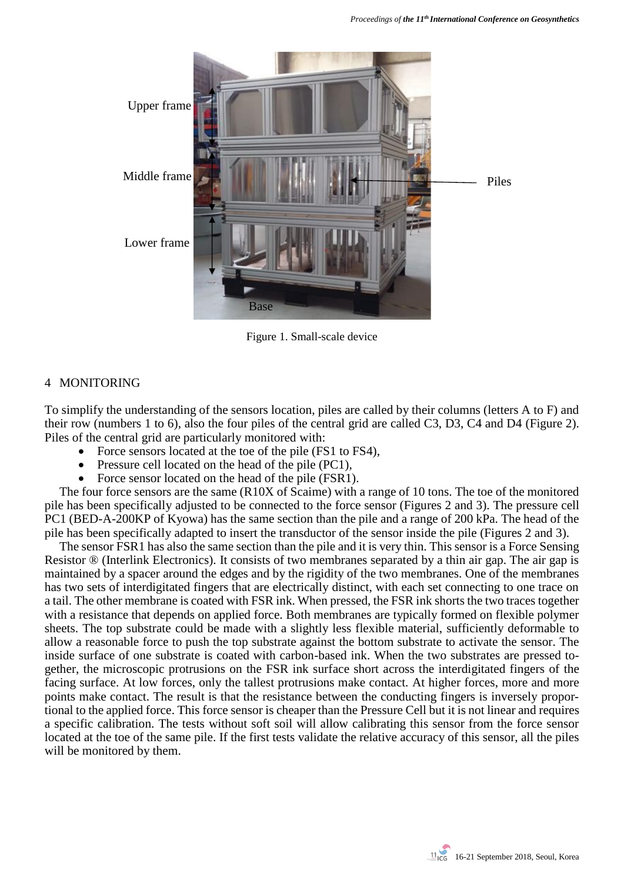Figure 1. Small-scale device

## 4 MONITORING

To simplify the understanding of the sensors location, piles are called by their columns (letters A to F) and their row (numbers 1 to 6), also the four piles of the central grid are called C3, D3, C4 and D4 (Figure 2). Piles of the central grid are particularly monitored with:

- Force sensors located at the toe of the pile (FS1 to FS4),
- Pressure cell located on the head of the pile (PC1),
- Force sensor located on the head of the pile (FSR1).

The four force sensors are the same (R10X of Scaime) with a range of 10 tons. The toe of the monitored pile has been specifically adjusted to be connected to the force sensor (Figures 2 and 3). The pressure cell PC1 (BED-A-200KP of Kyowa) has the same section than the pile and a range of 200 kPa. The head of the pile has been specifically adapted to insert the transductor of the sensor inside the pile (Figures 2 and 3).

The sensor FSR1 has also the same section than the pile and it is very thin. This sensor is a Force Sensing Resistor ® (Interlink Electronics). It consists of two membranes separated by a thin air gap. The air gap is maintained by a spacer around the edges and by the rigidity of the two membranes. One of the membranes has two sets of interdigitated fingers that are electrically distinct, with each set connecting to one trace on a tail. The other membrane is coated with FSR ink. When pressed, the FSR ink shorts the two traces together with a resistance that depends on applied force. Both membranes are typically formed on flexible polymer sheets. The top substrate could be made with a slightly less flexible material, sufficiently deformable to allow a reasonable force to push the top substrate against the bottom substrate to activate the sensor. The inside surface of one substrate is coated with carbon-based ink. When the two substrates are pressed together, the microscopic protrusions on the FSR ink surface short across the interdigitated fingers of the facing surface. At low forces, only the tallest protrusions make contact. At higher forces, more and more points make contact. The result is that the resistance between the conducting fingers is inversely proportional to the applied force. This force sensor is cheaper than the Pressure Cell but it is not linear and requires a specific calibration. The tests without soft soil will allow calibrating this sensor from the force sensor located at the toe of the same pile. If the first tests validate the relative accuracy of this sensor, all the piles will be monitored by them.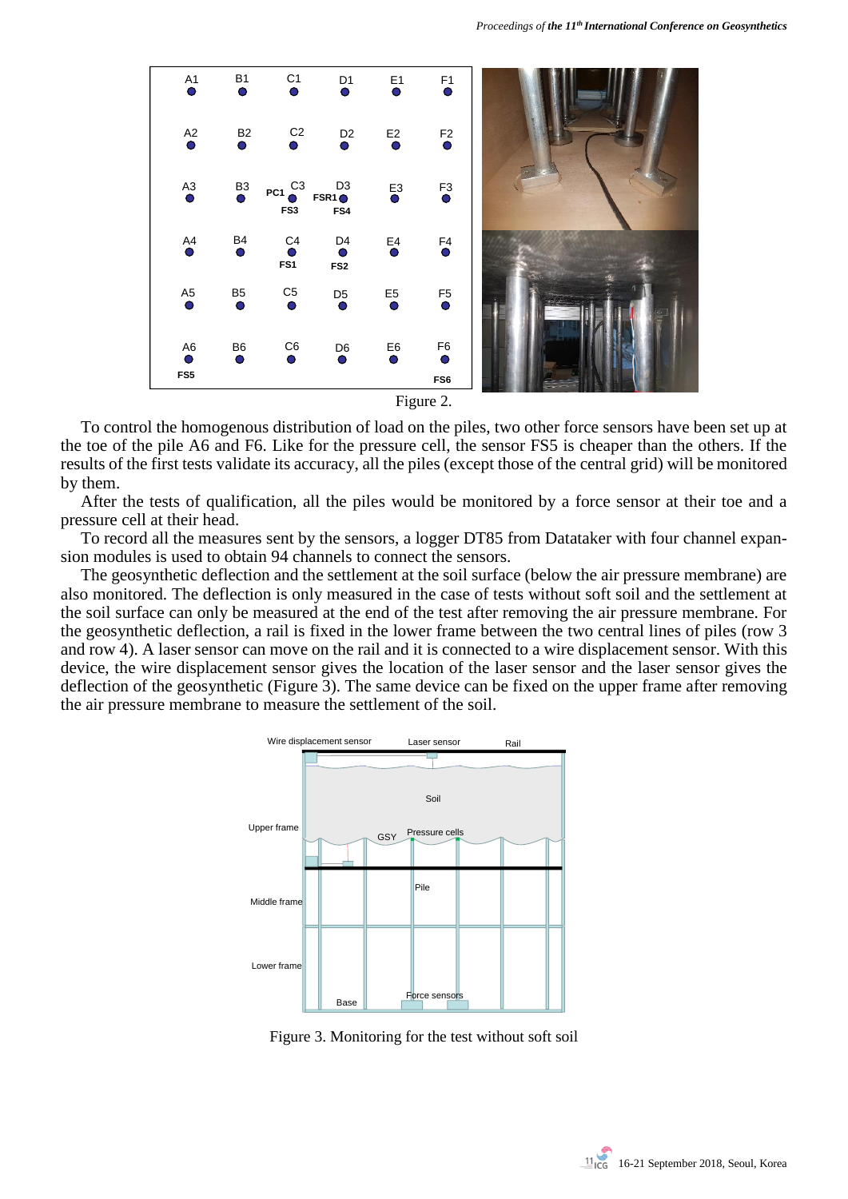Figure 2.

To control the homogenous distribution of load on the piles, two other force sensors have been set up at the toe of the pile A6 and F6. Like for the pressure cell, the sensor FS5 is cheaper than the others. If the results of the first tests validate its accuracy, all the piles (except those of the central grid) will be monitored by them.

After the tests of qualification, all the piles would be monitored by a force sensor at their toe and a pressure cell at their head.

To record all the measures sent by the sensors, a logger DT85 from Datataker with four channel expansion modules is used to obtain 94 channels to connect the sensors.

The geosynthetic deflection and the settlement at the soil surface (below the air pressure membrane) are also monitored. The deflection is only measured in the case of tests without soft soil and the settlement at the soil surface can only be measured at the end of the test after removing the air pressure membrane. For the geosynthetic deflection, a rail is fixed in the lower frame between the two central lines of piles (row 3 and row 4). A laser sensor can move on the rail and it is connected to a wire displacement sensor. With this device, the wire displacement sensor gives the location of the laser sensor and the laser sensor gives the deflection of the geosynthetic (Figure 3). The same device can be fixed on the upper frame after removing the air pressure membrane to measure the settlement of the soil.

Figure 3. Monitoring for the test without soft soil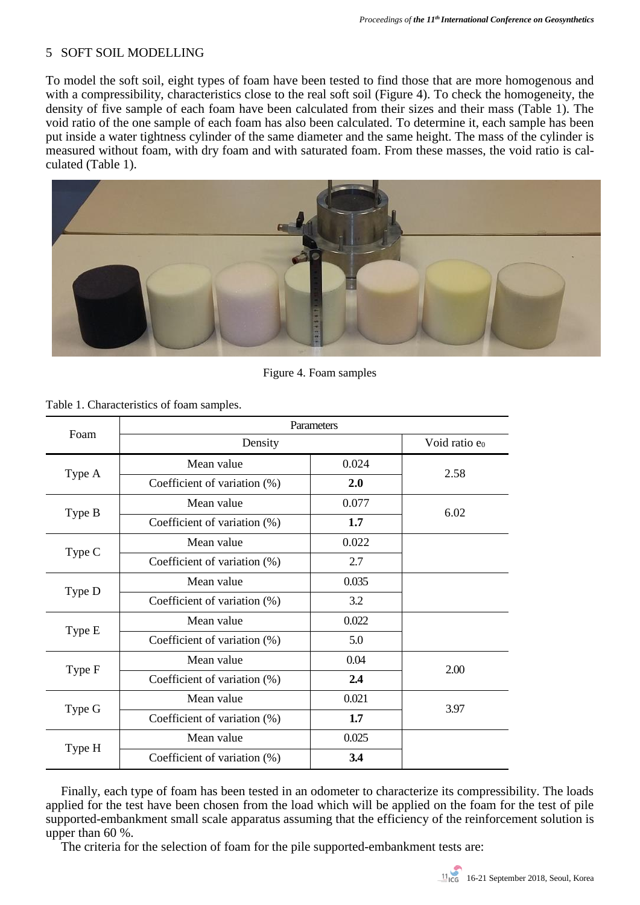## 5 SOFT SOIL MODELLING

To model the soft soil, eight types of foam have been tested to find those that are more homogenous and with a compressibility, characteristics close to the real soft soil (Figure 4). To check the homogeneity, the density of five sample of each foam have been calculated from their sizes and their mass (Table 1). The void ratio of the one sample of each foam has also been calculated. To determine it, each sample has been put inside a water tightness cylinder of the same diameter and the same height. The mass of the cylinder is measured without foam, with dry foam and with saturated foam. From these masses, the void ratio is calculated (Table 1).

Figure 4. Foam samples

Table 1. Characteristics of foam samples.

| Foam | Parameters | | |
|---|---|---|---|
| | Density | | Void ratio $e_0$ |
| Type A | Mean value | 0.024 | 2.58 |
| | Coefficient of variation (%) | **2.0** | |
| Type B | Mean value | 0.077 | 6.02 |
| | Coefficient of variation (%) | **1.7** | |
| Type C | Mean value | 0.022 | |
| | Coefficient of variation (%) | 2.7 | |
| Type D | Mean value | 0.035 | |
| | Coefficient of variation (%) | 3.2 | |
| Type E | Mean value | 0.022 | |
| | Coefficient of variation (%) | 5.0 | |
| Type F | Mean value | 0.04 | 2.00 |
| | Coefficient of variation (%) | **2.4** | |
| Type G | Mean value | 0.021 | 3.97 |
| | Coefficient of variation (%) | **1.7** | |
| Type H | Mean value | 0.025 | |
| | Coefficient of variation (%) | **3.4** | |

Finally, each type of foam has been tested in an odometer to characterize its compressibility. The loads applied for the test have been chosen from the load which will be applied on the foam for the test of pile supported-embankment small scale apparatus assuming that the efficiency of the reinforcement solution is upper than 60 %.

The criteria for the selection of foam for the pile supported-embankment tests are: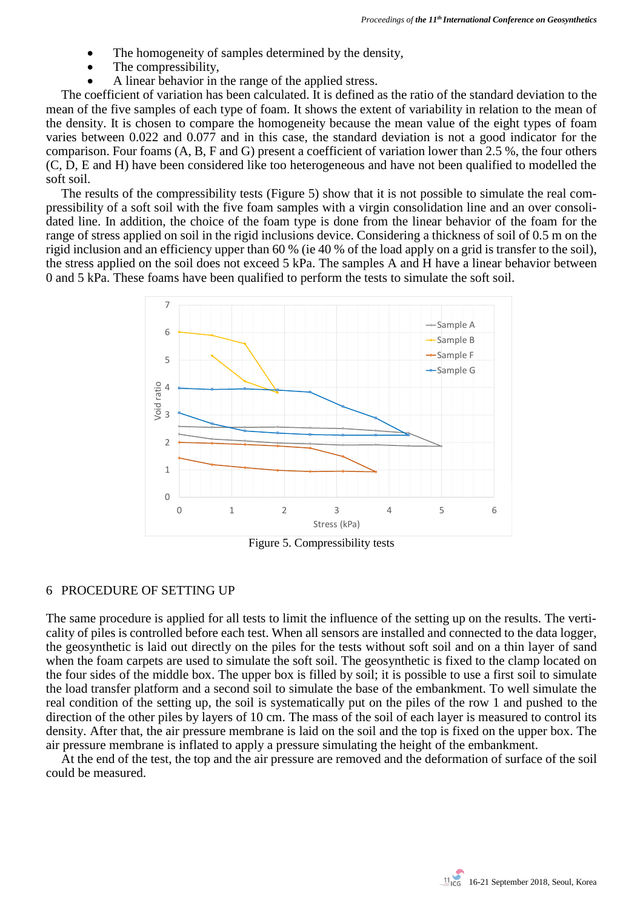- The homogeneity of samples determined by the density,
- The compressibility,
- A linear behavior in the range of the applied stress.

The coefficient of variation has been calculated. It is defined as the ratio of the standard deviation to the mean of the five samples of each type of foam. It shows the extent of variability in relation to the mean of the density. It is chosen to compare the homogeneity because the mean value of the eight types of foam varies between 0.022 and 0.077 and in this case, the standard deviation is not a good indicator for the comparison. Four foams (A, B, F and G) present a coefficient of variation lower than 2.5 %, the four others (C, D, E and H) have been considered like too heterogeneous and have not been qualified to modelled the soft soil.

The results of the compressibility tests (Figure 5) show that it is not possible to simulate the real compressibility of a soft soil with the five foam samples with a virgin consolidation line and an over consolidated line. In addition, the choice of the foam type is done from the linear behavior of the foam for the range of stress applied on soil in the rigid inclusions device. Considering a thickness of soil of 0.5 m on the rigid inclusion and an efficiency upper than 60 % (ie 40 % of the load apply on a grid is transfer to the soil), the stress applied on the soil does not exceed 5 kPa. The samples A and H have a linear behavior between 0 and 5 kPa. These foams have been qualified to perform the tests to simulate the soft soil.

Figure 5. Compressibility tests

## 6 PROCEDURE OF SETTING UP

The same procedure is applied for all tests to limit the influence of the setting up on the results. The verticality of piles is controlled before each test. When all sensors are installed and connected to the data logger, the geosynthetic is laid out directly on the piles for the tests without soft soil and on a thin layer of sand when the foam carpets are used to simulate the soft soil. The geosynthetic is fixed to the clamp located on the four sides of the middle box. The upper box is filled by soil; it is possible to use a first soil to simulate the load transfer platform and a second soil to simulate the base of the embankment. To well simulate the real condition of the setting up, the soil is systematically put on the piles of the row 1 and pushed to the direction of the other piles by layers of 10 cm. The mass of the soil of each layer is measured to control its density. After that, the air pressure membrane is laid on the soil and the top is fixed on the upper box. The air pressure membrane is inflated to apply a pressure simulating the height of the embankment.

At the end of the test, the top and the air pressure are removed and the deformation of surface of the soil could be measured.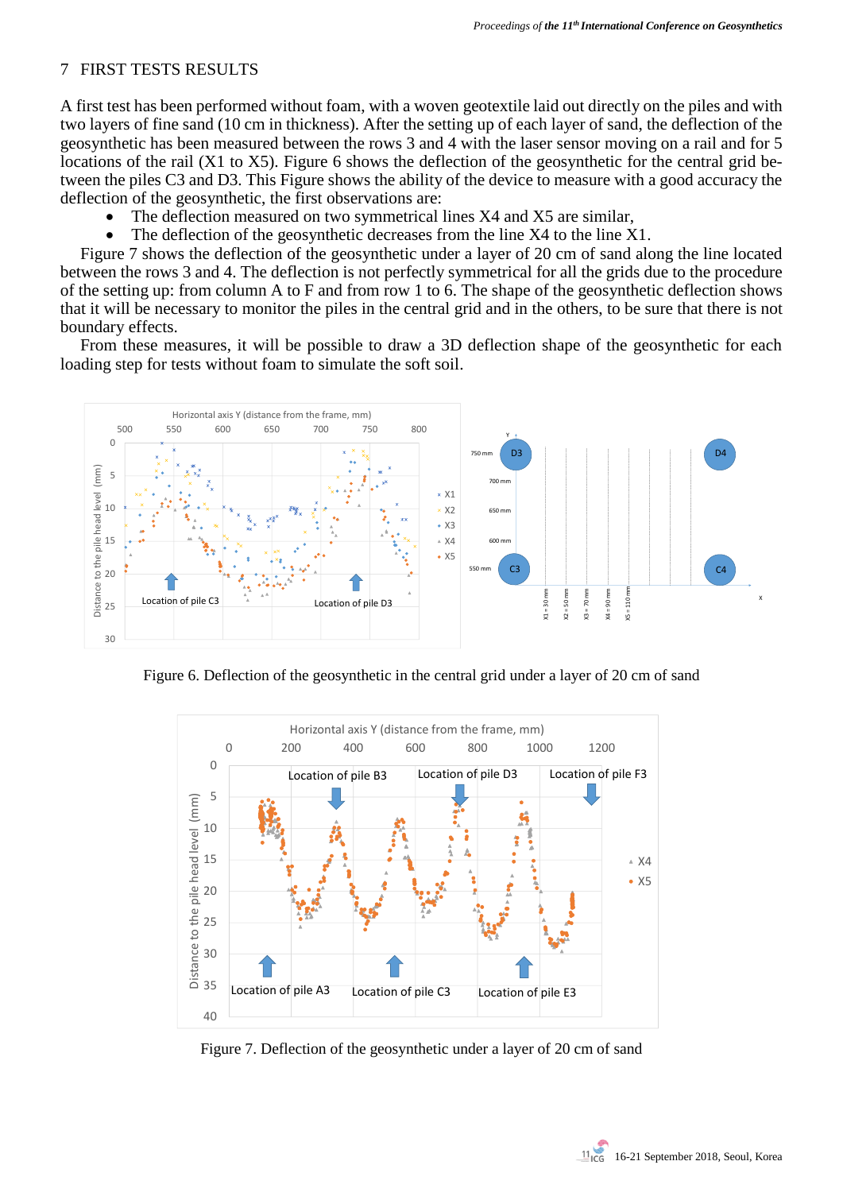## 7 FIRST TESTS RESULTS

A first test has been performed without foam, with a woven geotextile laid out directly on the piles and with two layers of fine sand (10 cm in thickness). After the setting up of each layer of sand, the deflection of the geosynthetic has been measured between the rows 3 and 4 with the laser sensor moving on a rail and for 5 locations of the rail (X1 to X5). Figure 6 shows the deflection of the geosynthetic for the central grid between the piles C3 and D3. This Figure shows the ability of the device to measure with a good accuracy the deflection of the geosynthetic, the first observations are:

- The deflection measured on two symmetrical lines X4 and X5 are similar,
- The deflection of the geosynthetic decreases from the line X4 to the line X1.

Figure 7 shows the deflection of the geosynthetic under a layer of 20 cm of sand along the line located between the rows 3 and 4. The deflection is not perfectly symmetrical for all the grids due to the procedure of the setting up: from column A to F and from row 1 to 6. The shape of the geosynthetic deflection shows that it will be necessary to monitor the piles in the central grid and in the others, to be sure that there is not boundary effects.

From these measures, it will be possible to draw a 3D deflection shape of the geosynthetic for each loading step for tests without foam to simulate the soft soil.

Figure 6. Deflection of the geosynthetic in the central grid under a layer of 20 cm of sand

Figure 7. Deflection of the geosynthetic under a layer of 20 cm of sand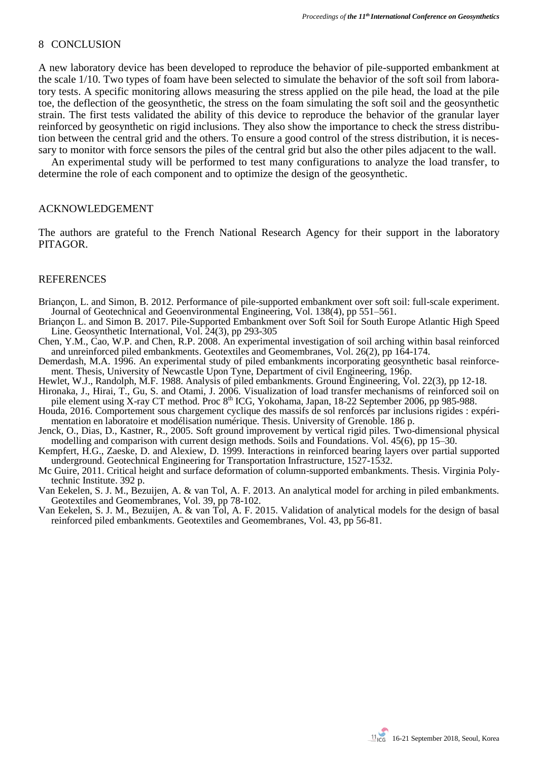## 8 CONCLUSION

A new laboratory device has been developed to reproduce the behavior of pile-supported embankment at the scale 1/10. Two types of foam have been selected to simulate the behavior of the soft soil from laboratory tests. A specific monitoring allows measuring the stress applied on the pile head, the load at the pile toe, the deflection of the geosynthetic, the stress on the foam simulating the soft soil and the geosynthetic strain. The first tests validated the ability of this device to reproduce the behavior of the granular layer reinforced by geosynthetic on rigid inclusions. They also show the importance to check the stress distribution between the central grid and the others. To ensure a good control of the stress distribution, it is necessary to monitor with force sensors the piles of the central grid but also the other piles adjacent to the wall.

An experimental study will be performed to test many configurations to analyze the load transfer, to determine the role of each component and to optimize the design of the geosynthetic.

## ACKNOWLEDGEMENT

The authors are grateful to the French National Research Agency for their support in the laboratory PITAGOR.

## REFERENCES

Briançon, L. and Simon, B. 2012. Performance of pile-supported embankment over soft soil: full-scale experiment. Journal of Geotechnical and Geoenvironmental Engineering, Vol. 138(4), pp 551–561.

Briançon L. and Simon B. 2017. Pile-Supported Embankment over Soft Soil for South Europe Atlantic High Speed Line. Geosynthetic International, Vol. 24(3), pp 293-305

Chen, Y.M., Cao, W.P. and Chen, R.P. 2008. An experimental investigation of soil arching within basal reinforced and unreinforced piled embankments. Geotextiles and Geomembranes, Vol. 26(2), pp 164-174.

Demerdash, M.A. 1996. An experimental study of piled embankments incorporating geosynthetic basal reinforcement. Thesis, University of Newcastle Upon Tyne, Department of civil Engineering, 196p.

Hewlet, W.J., Randolph, M.F. 1988. Analysis of piled embankments. Ground Engineering, Vol. 22(3), pp 12-18.

Hironaka, J., Hirai, T., Gu, S. and Otami, J. 2006. Visualization of load transfer mechanisms of reinforced soil on pile element using X-ray CT method. Proc 8th ICG, Yokohama, Japan, 18-22 September 2006, pp 985-988.

Houda, 2016. Comportement sous chargement cyclique des massifs de sol renforcés par inclusions rigides : expérimentation en laboratoire et modélisation numérique. Thesis. University of Grenoble. 186 p.

Jenck, O., Dias, D., Kastner, R., 2005. Soft ground improvement by vertical rigid piles. Two-dimensional physical modelling and comparison with current design methods. Soils and Foundations. Vol. 45(6), pp 15–30.

Kempfert, H.G., Zaeske, D. and Alexiew, D. 1999. Interactions in reinforced bearing layers over partial supported underground. Geotechnical Engineering for Transportation Infrastructure, 1527-1532.

Mc Guire, 2011. Critical height and surface deformation of column-supported embankments. Thesis. Virginia Polytechnic Institute. 392 p.

Van Eekelen, S. J. M., Bezuijen, A. & van Tol, A. F. 2013. An analytical model for arching in piled embankments. Geotextiles and Geomembranes, Vol. 39, pp 78-102.

Van Eekelen, S. J. M., Bezuijen, A. & van Tol, A. F. 2015. Validation of analytical models for the design of basal reinforced piled embankments. Geotextiles and Geomembranes, Vol. 43, pp 56-81.